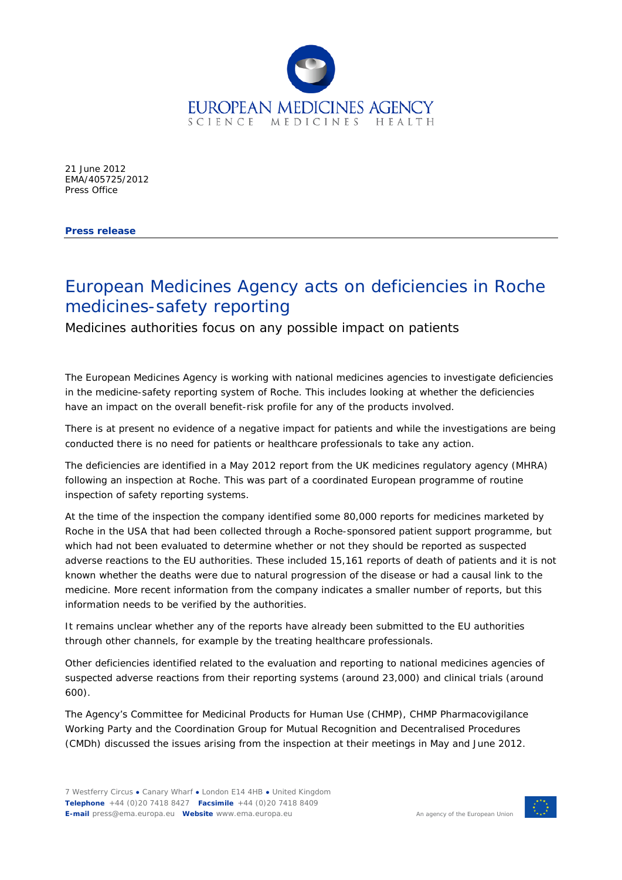21 June 2012
EMA/405725/2012
Press Office

**Press release**

# European Medicines Agency acts on deficiencies in Roche medicines-safety reporting

## Medicines authorities focus on any possible impact on patients

The European Medicines Agency is working with national medicines agencies to investigate deficiencies in the medicine-safety reporting system of Roche. This includes looking at whether the deficiencies have an impact on the overall benefit-risk profile for any of the products involved.

There is at present no evidence of a negative impact for patients and while the investigations are being conducted there is no need for patients or healthcare professionals to take any action.

The deficiencies are identified in a May 2012 report from the UK medicines regulatory agency (MHRA) following an inspection at Roche. This was part of a coordinated European programme of routine inspection of safety reporting systems.

At the time of the inspection the company identified some 80,000 reports for medicines marketed by Roche in the USA that had been collected through a Roche-sponsored patient support programme, but which had not been evaluated to determine whether or not they should be reported as suspected adverse reactions to the EU authorities. These included 15,161 reports of death of patients and it is not known whether the deaths were due to natural progression of the disease or had a causal link to the medicine. More recent information from the company indicates a smaller number of reports, but this information needs to be verified by the authorities.

It remains unclear whether any of the reports have already been submitted to the EU authorities through other channels, for example by the treating healthcare professionals.

Other deficiencies identified related to the evaluation and reporting to national medicines agencies of suspected adverse reactions from their reporting systems (around 23,000) and clinical trials (around 600).

The Agency's Committee for Medicinal Products for Human Use (CHMP), CHMP Pharmacovigilance Working Party and the Coordination Group for Mutual Recognition and Decentralised Procedures (CMDh) discussed the issues arising from the inspection at their meetings in May and June 2012.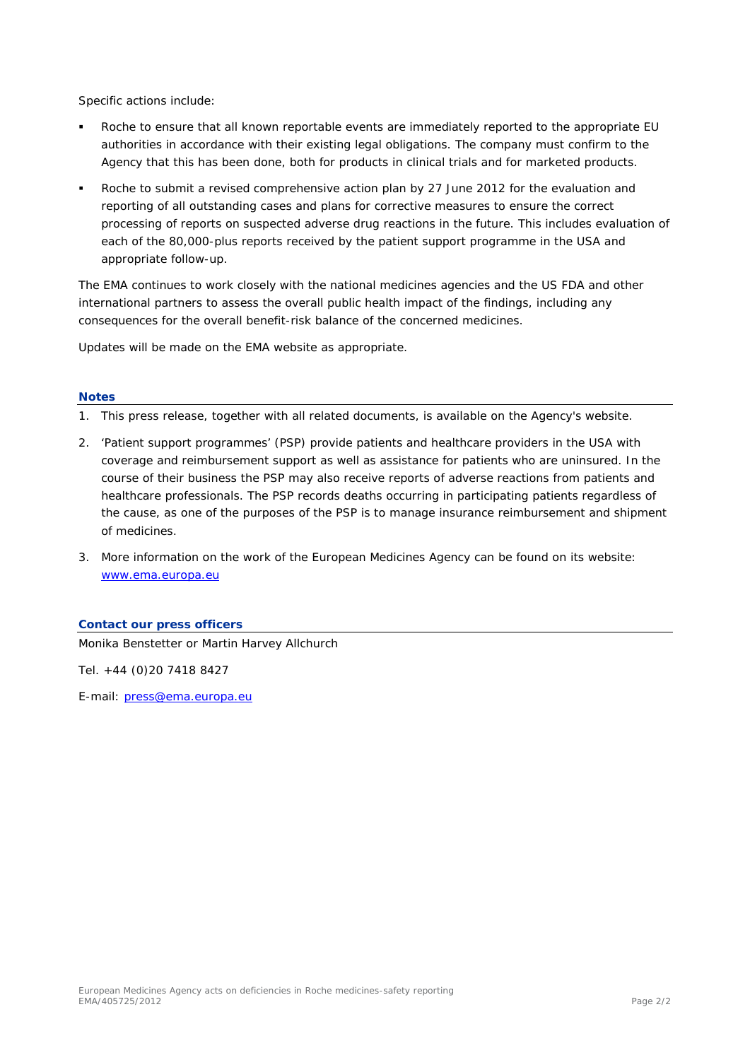Specific actions include:

- Roche to ensure that all known reportable events are immediately reported to the appropriate EU authorities in accordance with their existing legal obligations. The company must confirm to the Agency that this has been done, both for products in clinical trials and for marketed products.
- Roche to submit a revised comprehensive action plan by 27 June 2012 for the evaluation and reporting of all outstanding cases and plans for corrective measures to ensure the correct processing of reports on suspected adverse drug reactions in the future. This includes evaluation of each of the 80,000-plus reports received by the patient support programme in the USA and appropriate follow-up.

The EMA continues to work closely with the national medicines agencies and the US FDA and other international partners to assess the overall public health impact of the findings, including any consequences for the overall benefit-risk balance of the concerned medicines.

Updates will be made on the EMA website as appropriate.

## Notes

1. This press release, together with all related documents, is available on the Agency's website.
2. 'Patient support programmes' (PSP) provide patients and healthcare providers in the USA with coverage and reimbursement support as well as assistance for patients who are uninsured. In the course of their business the PSP may also receive reports of adverse reactions from patients and healthcare professionals. The PSP records deaths occurring in participating patients regardless of the cause, as one of the purposes of the PSP is to manage insurance reimbursement and shipment of medicines.
3. More information on the work of the European Medicines Agency can be found on its website: [www.ema.europa.eu](http://www.ema.europa.eu)

## Contact our press officers

Monika Benstetter or Martin Harvey Allchurch

Tel. +44 (0)20 7418 8427

E-mail: [press@ema.europa.eu](mailto:press@ema.europa.eu)